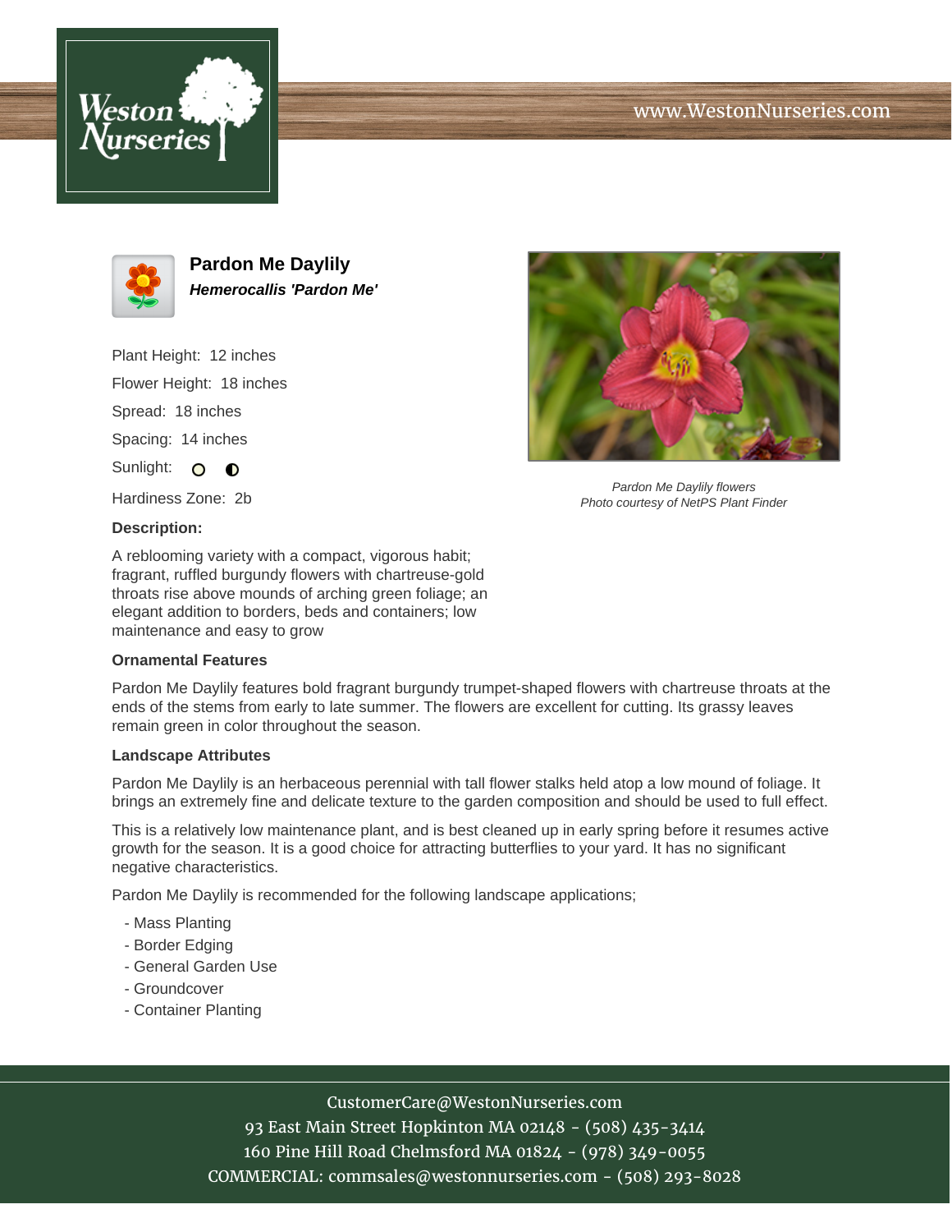# Pardon Me Daylily

***Hemerocallis 'Pardon Me'***

Plant Height: 12 inches

Flower Height: 18 inches

Spread: 18 inches

Spacing: 14 inches

Sunlight:

Hardiness Zone: 2b

*Pardon Me Daylily flowers*
*Photo courtesy of NetPS Plant Finder*

**Description:**

A reblooming variety with a compact, vigorous habit; fragrant, ruffled burgundy flowers with chartreuse-gold throats rise above mounds of arching green foliage; an elegant addition to borders, beds and containers; low maintenance and easy to grow

### Ornamental Features

Pardon Me Daylily features bold fragrant burgundy trumpet-shaped flowers with chartreuse throats at the ends of the stems from early to late summer. The flowers are excellent for cutting. Its grassy leaves remain green in color throughout the season.

### Landscape Attributes

Pardon Me Daylily is an herbaceous perennial with tall flower stalks held atop a low mound of foliage. It brings an extremely fine and delicate texture to the garden composition and should be used to full effect.

This is a relatively low maintenance plant, and is best cleaned up in early spring before it resumes active growth for the season. It is a good choice for attracting butterflies to your yard. It has no significant negative characteristics.

Pardon Me Daylily is recommended for the following landscape applications;

- Mass Planting
- Border Edging
- General Garden Use
- Groundcover
- Container Planting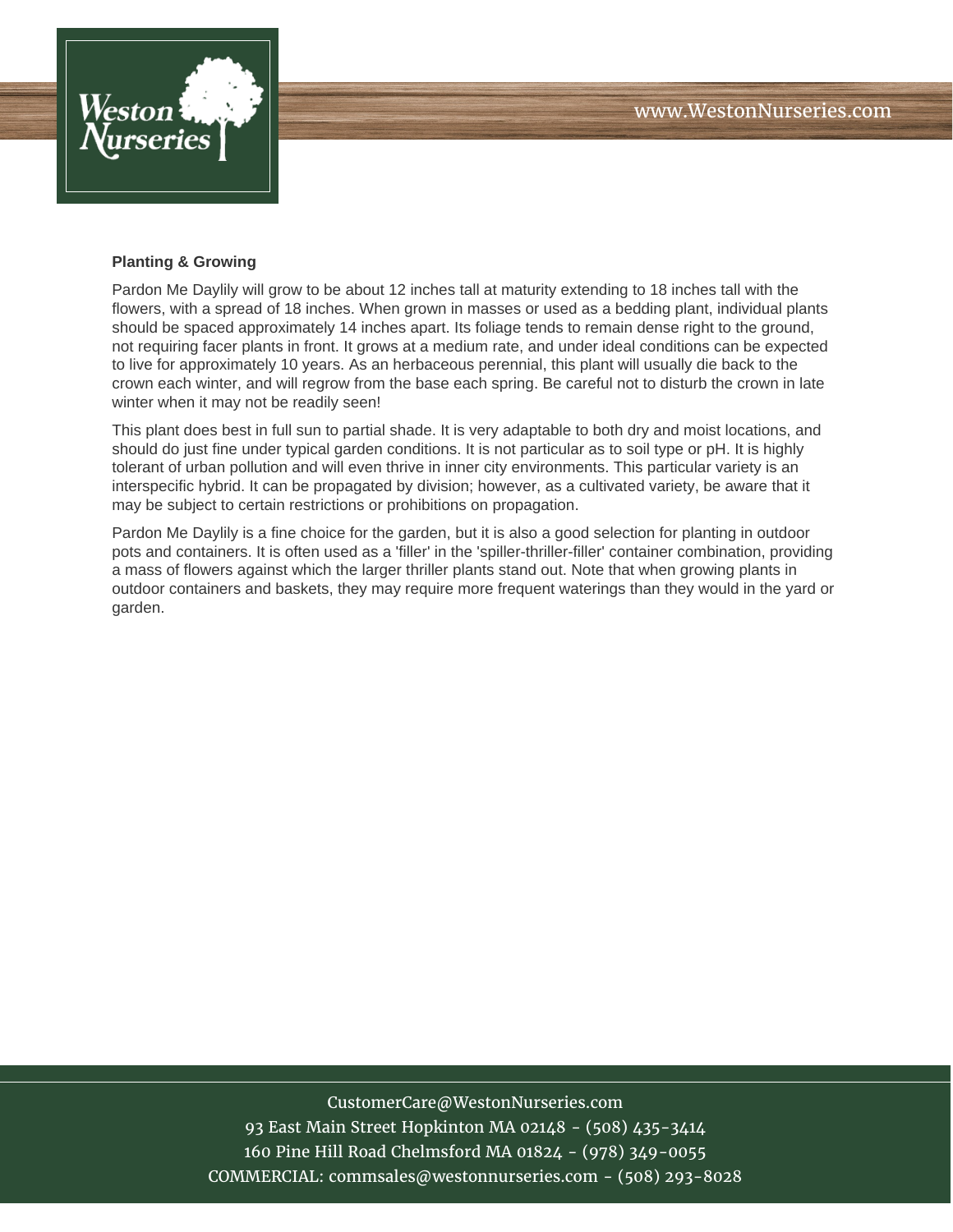## Planting & Growing

Pardon Me Daylily will grow to be about 12 inches tall at maturity extending to 18 inches tall with the flowers, with a spread of 18 inches. When grown in masses or used as a bedding plant, individual plants should be spaced approximately 14 inches apart. Its foliage tends to remain dense right to the ground, not requiring facer plants in front. It grows at a medium rate, and under ideal conditions can be expected to live for approximately 10 years. As an herbaceous perennial, this plant will usually die back to the crown each winter, and will regrow from the base each spring. Be careful not to disturb the crown in late winter when it may not be readily seen!

This plant does best in full sun to partial shade. It is very adaptable to both dry and moist locations, and should do just fine under typical garden conditions. It is not particular as to soil type or pH. It is highly tolerant of urban pollution and will even thrive in inner city environments. This particular variety is an interspecific hybrid. It can be propagated by division; however, as a cultivated variety, be aware that it may be subject to certain restrictions or prohibitions on propagation.

Pardon Me Daylily is a fine choice for the garden, but it is also a good selection for planting in outdoor pots and containers. It is often used as a 'filler' in the 'spiller-thriller-filler' container combination, providing a mass of flowers against which the larger thriller plants stand out. Note that when growing plants in outdoor containers and baskets, they may require more frequent waterings than they would in the yard or garden.